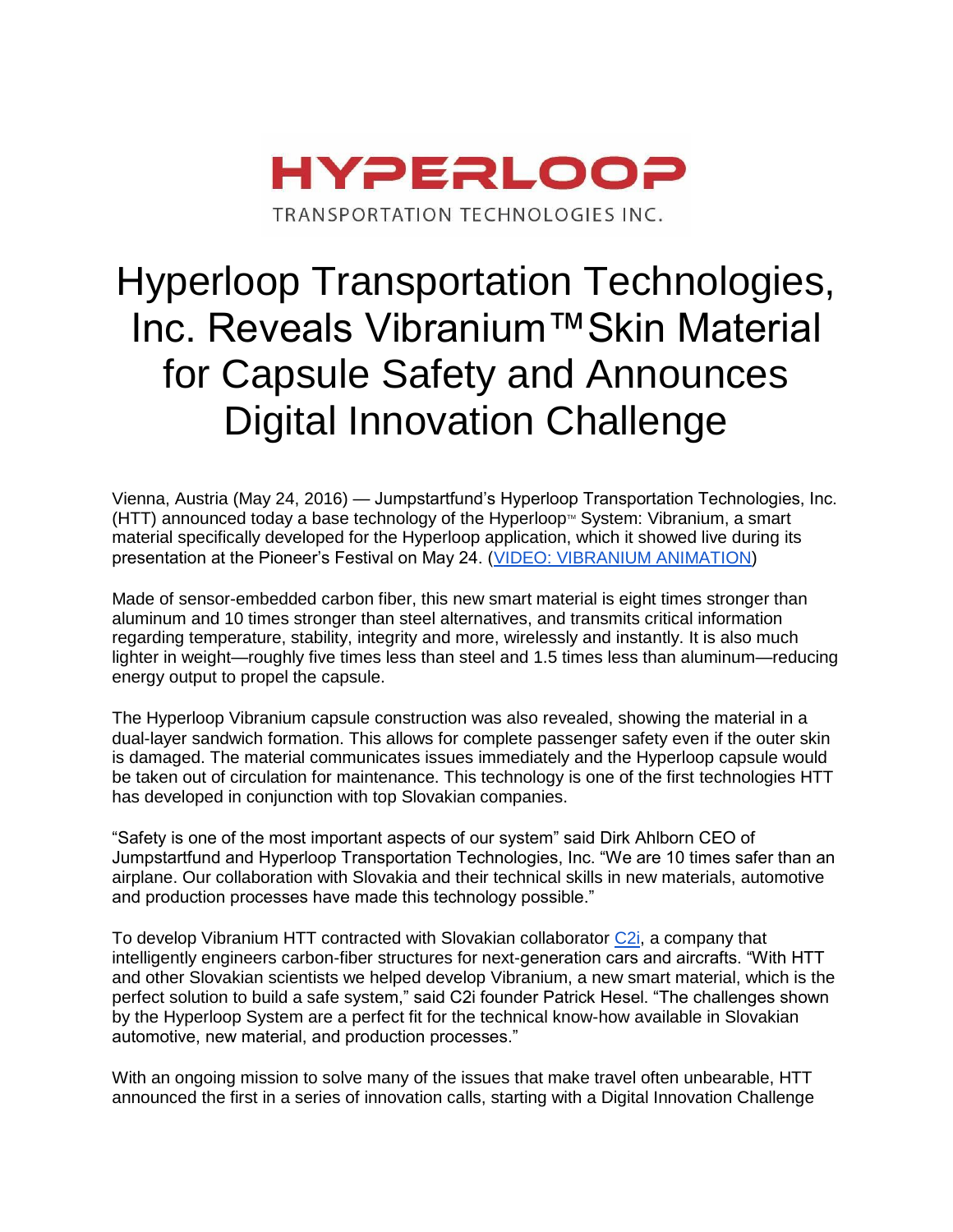HYPERLOOP
TRANSPORTATION TECHNOLOGIES INC.

# Hyperloop Transportation Technologies, Inc. Reveals Vibranium™ Skin Material for Capsule Safety and Announces Digital Innovation Challenge

Vienna, Austria (May 24, 2016) — Jumpstartfund's Hyperloop Transportation Technologies, Inc. (HTT) announced today a base technology of the Hyperloop™ System: Vibranium, a smart material specifically developed for the Hyperloop application, which it showed live during its presentation at the Pioneer's Festival on May 24. (VIDEO: VIBRANIUM ANIMATION)

Made of sensor-embedded carbon fiber, this new smart material is eight times stronger than aluminum and 10 times stronger than steel alternatives, and transmits critical information regarding temperature, stability, integrity and more, wirelessly and instantly. It is also much lighter in weight—roughly five times less than steel and 1.5 times less than aluminum—reducing energy output to propel the capsule.

The Hyperloop Vibranium capsule construction was also revealed, showing the material in a dual-layer sandwich formation. This allows for complete passenger safety even if the outer skin is damaged. The material communicates issues immediately and the Hyperloop capsule would be taken out of circulation for maintenance. This technology is one of the first technologies HTT has developed in conjunction with top Slovakian companies.

"Safety is one of the most important aspects of our system" said Dirk Ahlborn CEO of Jumpstartfund and Hyperloop Transportation Technologies, Inc. "We are 10 times safer than an airplane. Our collaboration with Slovakia and their technical skills in new materials, automotive and production processes have made this technology possible."

To develop Vibranium HTT contracted with Slovakian collaborator C2i, a company that intelligently engineers carbon-fiber structures for next-generation cars and aircrafts. "With HTT and other Slovakian scientists we helped develop Vibranium, a new smart material, which is the perfect solution to build a safe system," said C2i founder Patrick Hesel. "The challenges shown by the Hyperloop System are a perfect fit for the technical know-how available in Slovakian automotive, new material, and production processes."

With an ongoing mission to solve many of the issues that make travel often unbearable, HTT announced the first in a series of innovation calls, starting with a Digital Innovation Challenge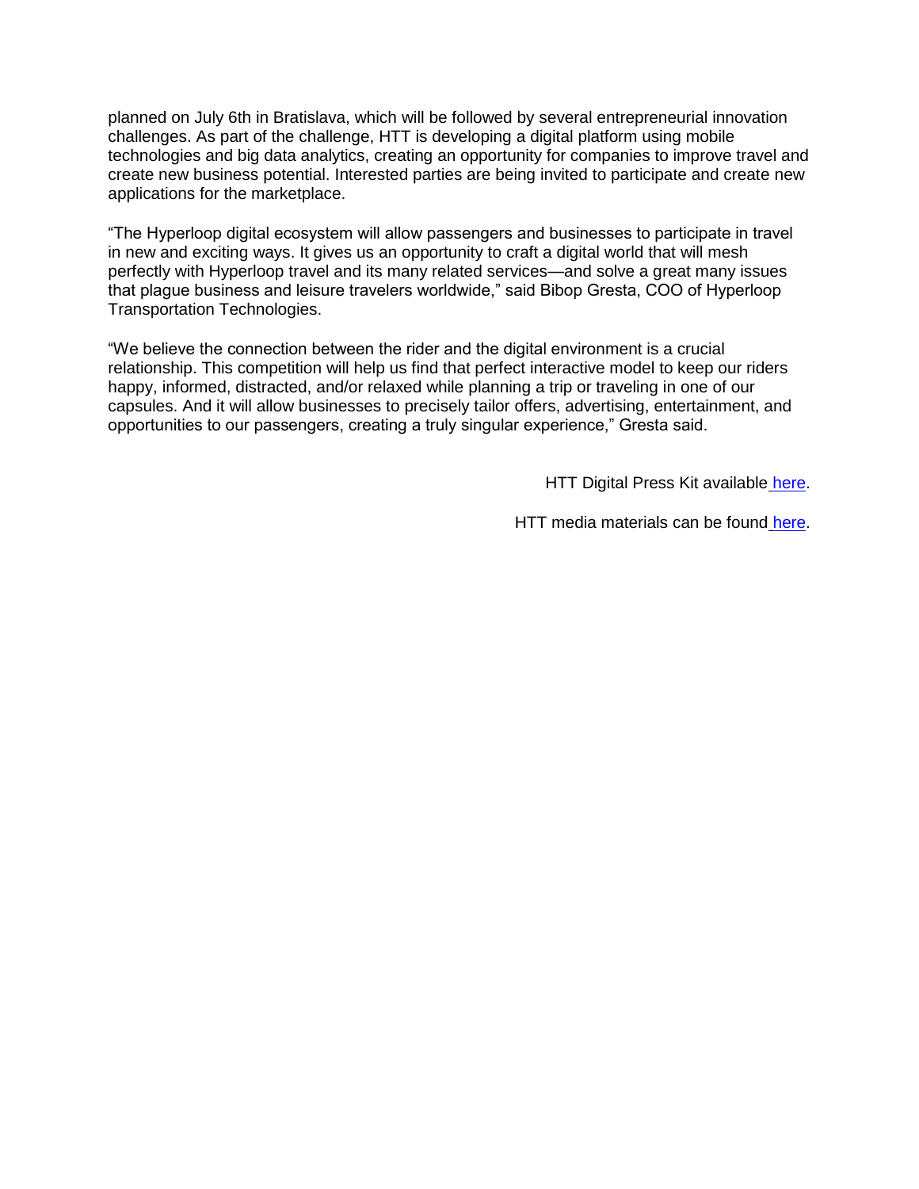planned on July 6th in Bratislava, which will be followed by several entrepreneurial innovation challenges. As part of the challenge, HTT is developing a digital platform using mobile technologies and big data analytics, creating an opportunity for companies to improve travel and create new business potential. Interested parties are being invited to participate and create new applications for the marketplace.

"The Hyperloop digital ecosystem will allow passengers and businesses to participate in travel in new and exciting ways. It gives us an opportunity to craft a digital world that will mesh perfectly with Hyperloop travel and its many related services—and solve a great many issues that plague business and leisure travelers worldwide," said Bibop Gresta, COO of Hyperloop Transportation Technologies.

"We believe the connection between the rider and the digital environment is a crucial relationship. This competition will help us find that perfect interactive model to keep our riders happy, informed, distracted, and/or relaxed while planning a trip or traveling in one of our capsules. And it will allow businesses to precisely tailor offers, advertising, entertainment, and opportunities to our passengers, creating a truly singular experience," Gresta said.

HTT Digital Press Kit available here.

HTT media materials can be found here.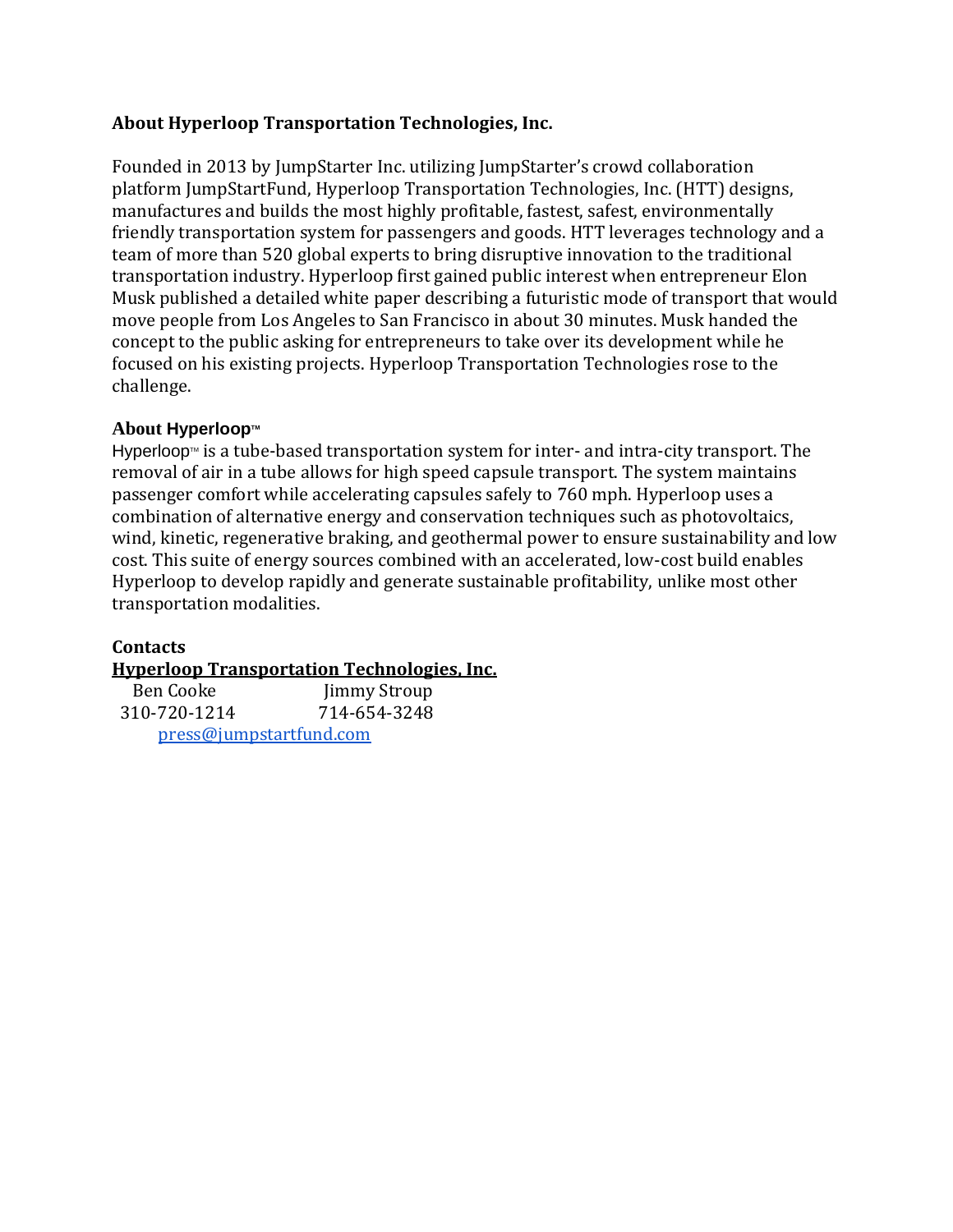**About Hyperloop Transportation Technologies, Inc.**

Founded in 2013 by JumpStarter Inc. utilizing JumpStarter's crowd collaboration platform JumpStartFund, Hyperloop Transportation Technologies, Inc. (HTT) designs, manufactures and builds the most highly profitable, fastest, safest, environmentally friendly transportation system for passengers and goods. HTT leverages technology and a team of more than 520 global experts to bring disruptive innovation to the traditional transportation industry. Hyperloop first gained public interest when entrepreneur Elon Musk published a detailed white paper describing a futuristic mode of transport that would move people from Los Angeles to San Francisco in about 30 minutes. Musk handed the concept to the public asking for entrepreneurs to take over its development while he focused on his existing projects. Hyperloop Transportation Technologies rose to the challenge.

**About Hyperloop™**

Hyperloop™ is a tube-based transportation system for inter- and intra-city transport. The removal of air in a tube allows for high speed capsule transport. The system maintains passenger comfort while accelerating capsules safely to 760 mph. Hyperloop uses a combination of alternative energy and conservation techniques such as photovoltaics, wind, kinetic, regenerative braking, and geothermal power to ensure sustainability and low cost. This suite of energy sources combined with an accelerated, low-cost build enables Hyperloop to develop rapidly and generate sustainable profitability, unlike most other transportation modalities.

**Contacts**

**Hyperloop Transportation Technologies, Inc.**

Ben Cooke — 310-720-1214

Jimmy Stroup — 714-654-3248

press@jumpstartfund.com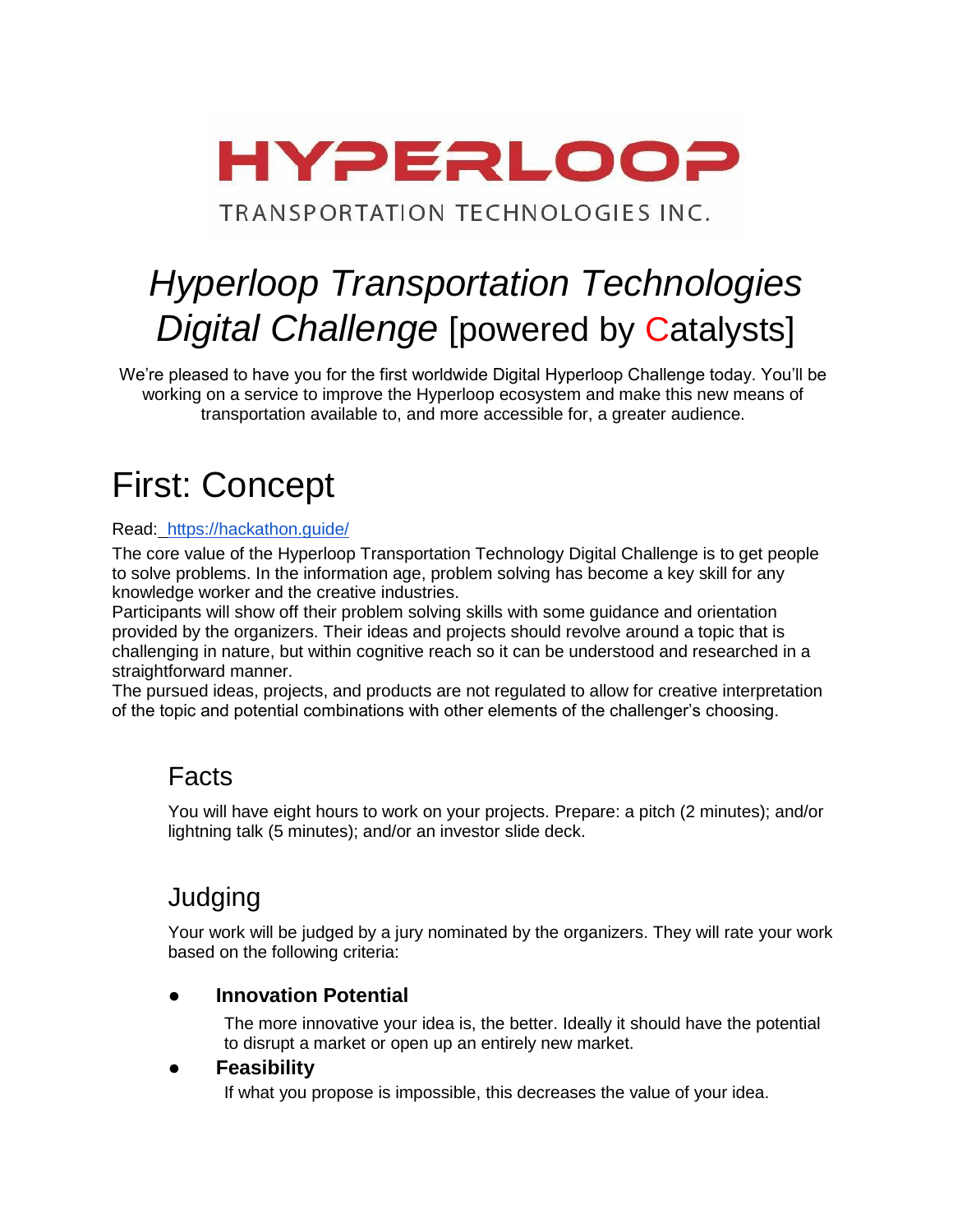HYPERLOOP

TRANSPORTATION TECHNOLOGIES INC.

# *Hyperloop Transportation Technologies Digital Challenge* [powered by Catalysts]

We're pleased to have you for the first worldwide Digital Hyperloop Challenge today. You'll be working on a service to improve the Hyperloop ecosystem and make this new means of transportation available to, and more accessible for, a greater audience.

# First: Concept

Read: https://hackathon.guide/

The core value of the Hyperloop Transportation Technology Digital Challenge is to get people to solve problems. In the information age, problem solving has become a key skill for any knowledge worker and the creative industries.

Participants will show off their problem solving skills with some guidance and orientation provided by the organizers. Their ideas and projects should revolve around a topic that is challenging in nature, but within cognitive reach so it can be understood and researched in a straightforward manner.

The pursued ideas, projects, and products are not regulated to allow for creative interpretation of the topic and potential combinations with other elements of the challenger's choosing.

## Facts

You will have eight hours to work on your projects. Prepare: a pitch (2 minutes); and/or lightning talk (5 minutes); and/or an investor slide deck.

## Judging

Your work will be judged by a jury nominated by the organizers. They will rate your work based on the following criteria:

- **Innovation Potential**

  The more innovative your idea is, the better. Ideally it should have the potential to disrupt a market or open up an entirely new market.

- **Feasibility**

  If what you propose is impossible, this decreases the value of your idea.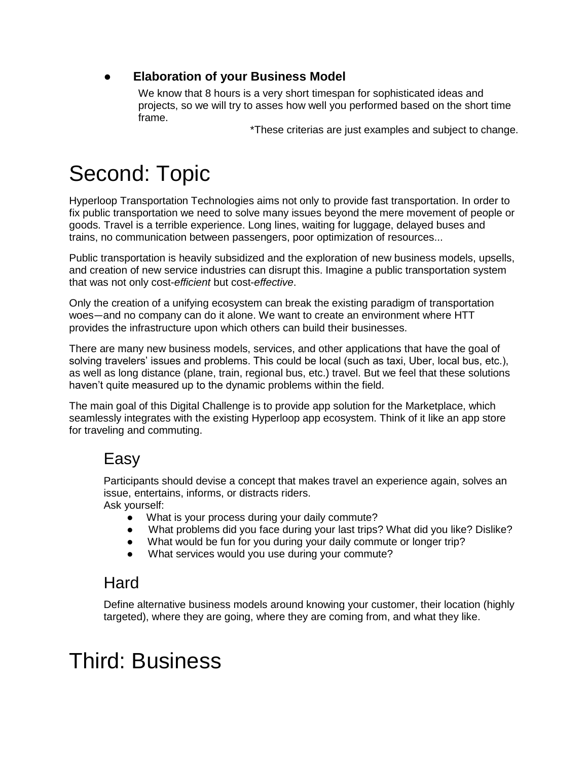- **Elaboration of your Business Model**

  We know that 8 hours is a very short timespan for sophisticated ideas and projects, so we will try to asses how well you performed based on the short time frame.

*These criterias are just examples and subject to change.

# Second: Topic

Hyperloop Transportation Technologies aims not only to provide fast transportation. In order to fix public transportation we need to solve many issues beyond the mere movement of people or goods. Travel is a terrible experience. Long lines, waiting for luggage, delayed buses and trains, no communication between passengers, poor optimization of resources...

Public transportation is heavily subsidized and the exploration of new business models, upsells, and creation of new service industries can disrupt this. Imagine a public transportation system that was not only cost-*efficient* but cost-*effective*.

Only the creation of a unifying ecosystem can break the existing paradigm of transportation woes—and no company can do it alone. We want to create an environment where HTT provides the infrastructure upon which others can build their businesses.

There are many new business models, services, and other applications that have the goal of solving travelers' issues and problems. This could be local (such as taxi, Uber, local bus, etc.), as well as long distance (plane, train, regional bus, etc.) travel. But we feel that these solutions haven't quite measured up to the dynamic problems within the field.

The main goal of this Digital Challenge is to provide app solution for the Marketplace, which seamlessly integrates with the existing Hyperloop app ecosystem. Think of it like an app store for traveling and commuting.

## Easy

Participants should devise a concept that makes travel an experience again, solves an issue, entertains, informs, or distracts riders.
Ask yourself:

- What is your process during your daily commute?
- What problems did you face during your last trips? What did you like? Dislike?
- What would be fun for you during your daily commute or longer trip?
- What services would you use during your commute?

## Hard

Define alternative business models around knowing your customer, their location (highly targeted), where they are going, where they are coming from, and what they like.

# Third: Business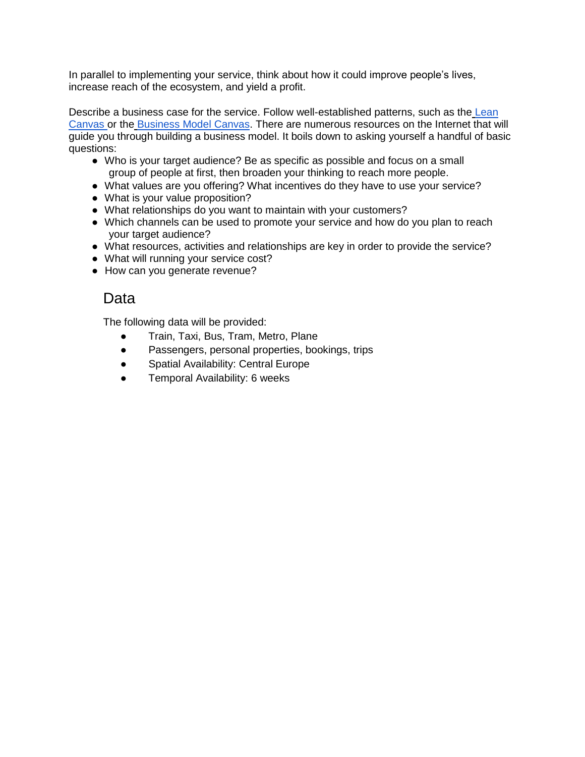In parallel to implementing your service, think about how it could improve people's lives, increase reach of the ecosystem, and yield a profit.

Describe a business case for the service. Follow well-established patterns, such as the Lean Canvas or the Business Model Canvas. There are numerous resources on the Internet that will guide you through building a business model. It boils down to asking yourself a handful of basic questions:

- Who is your target audience? Be as specific as possible and focus on a small group of people at first, then broaden your thinking to reach more people.
- What values are you offering? What incentives do they have to use your service?
- What is your value proposition?
- What relationships do you want to maintain with your customers?
- Which channels can be used to promote your service and how do you plan to reach your target audience?
- What resources, activities and relationships are key in order to provide the service?
- What will running your service cost?
- How can you generate revenue?

## Data

The following data will be provided:

- Train, Taxi, Bus, Tram, Metro, Plane
- Passengers, personal properties, bookings, trips
- Spatial Availability: Central Europe
- Temporal Availability: 6 weeks